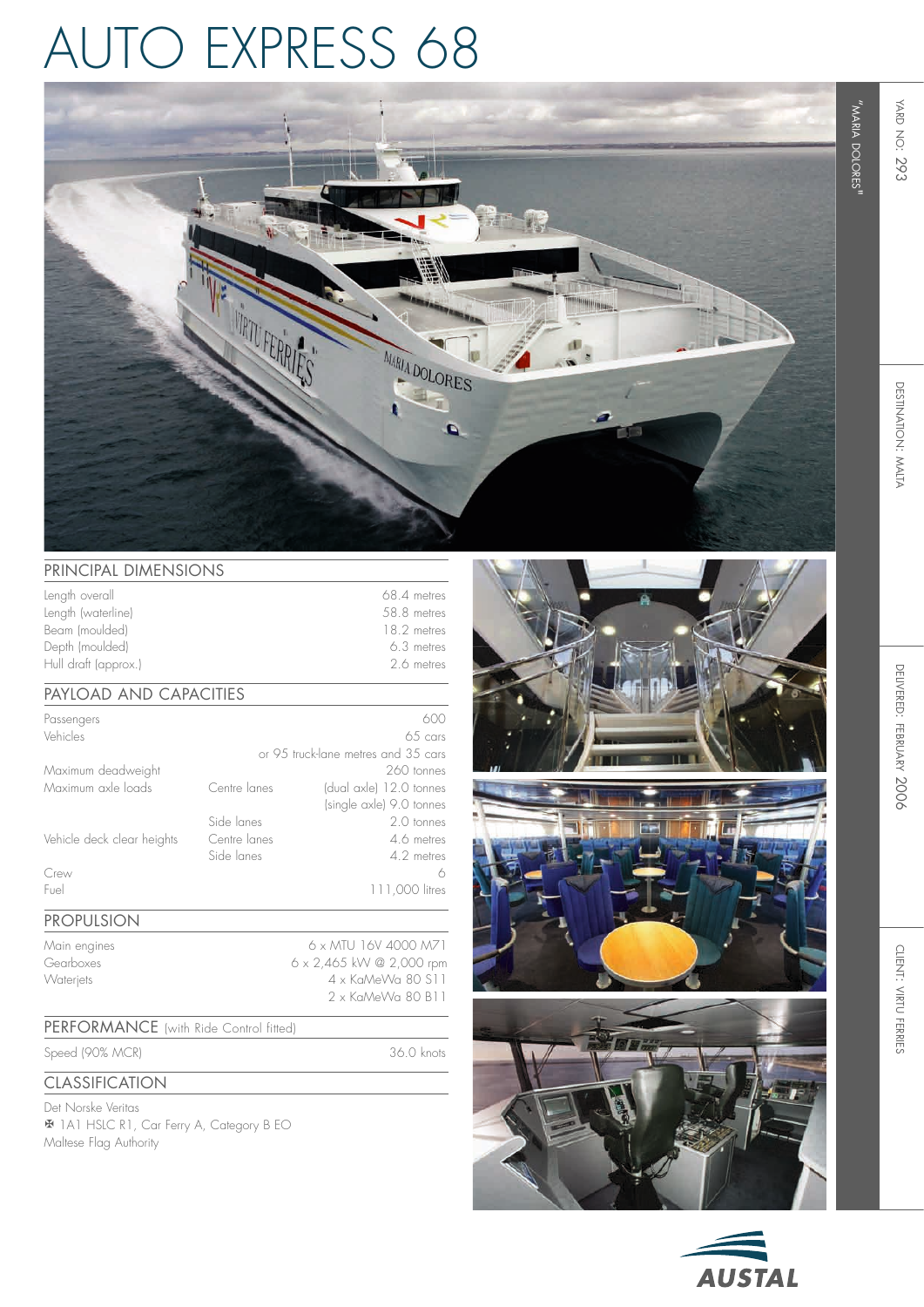# AUTO EXPRESS 68

"MARIA DOLORES"

YARD NO: 293

DESTINATION: MALTA

DELIVERED: FEBRUARY 2006

CLIENT: VIRTU FERRIES

## PRINCIPAL DIMENSIONS

| | |
|---|---|
| Length overall | 68.4 metres |
| Length (waterline) | 58.8 metres |
| Beam (moulded) | 18.2 metres |
| Depth (moulded) | 6.3 metres |
| Hull draft (approx.) | 2.6 metres |

## PAYLOAD AND CAPACITIES

| | | |
|---|---|---|
| Passengers | | 600 |
| Vehicles | | 65 cars |
| | | or 95 truck-lane metres and 35 cars |
| Maximum deadweight | | 260 tonnes |
| Maximum axle loads | Centre lanes | (dual axle) 12.0 tonnes |
| | | (single axle) 9.0 tonnes |
| | Side lanes | 2.0 tonnes |
| Vehicle deck clear heights | Centre lanes | 4.6 metres |
| | Side lanes | 4.2 metres |
| Crew | | 6 |
| Fuel | | 111,000 litres |

## PROPULSION

| | |
|---|---|
| Main engines | 6 x MTU 16V 4000 M71 |
| Gearboxes | 6 x 2,465 kW @ 2,000 rpm |
| Waterjets | 4 x KaMeWa 80 S11 |
| | 2 x KaMeWa 80 B11 |

## PERFORMANCE (with Ride Control fitted)

| | |
|---|---|
| Speed (90% MCR) | 36.0 knots |

## CLASSIFICATION

Det Norske Veritas

✠ 1A1 HSLC R1, Car Ferry A, Category B EO

Maltese Flag Authority

AUSTAL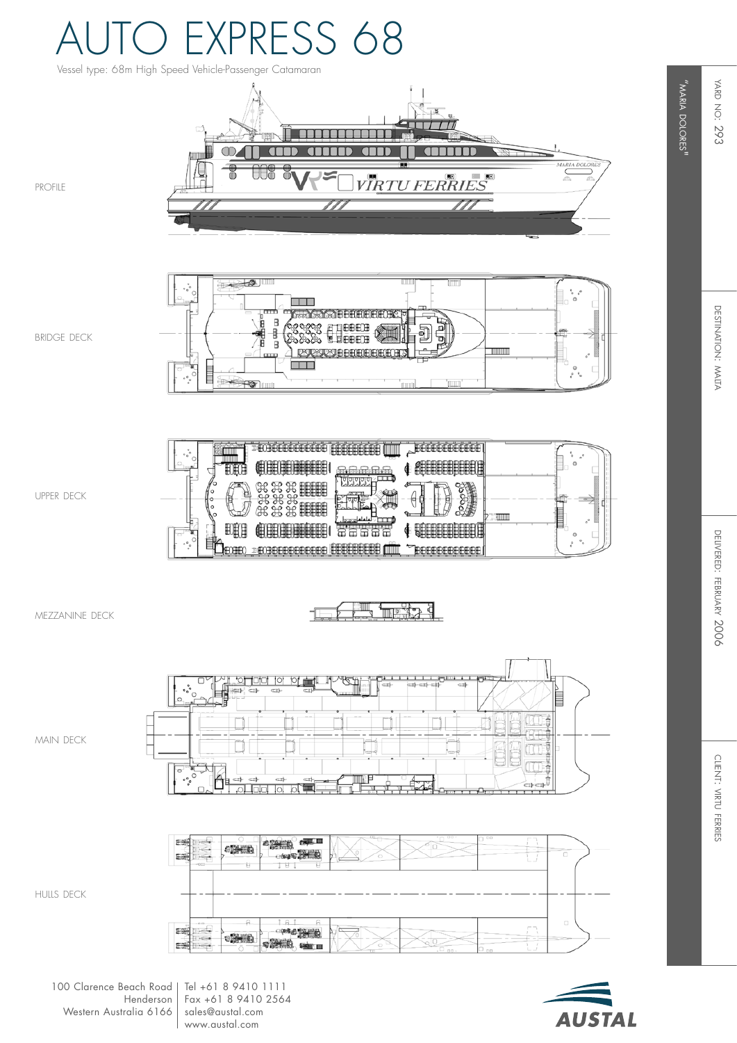# AUTO EXPRESS 68

Vessel type: 68m High Speed Vehicle-Passenger Catamaran

PROFILE

BRIDGE DECK

UPPER DECK

MEZZANINE DECK

MAIN DECK

HULLS DECK

YARD NO: 293

"MARIA DOLORES"

DESTINATION: MALTA

DELIVERED: FEBRUARY 2006

CLIENT: VIRTU FERRIES

100 Clarence Beach Road
Henderson
Western Australia 6166

Tel +61 8 9410 1111
Fax +61 8 9410 2564
sales@austal.com
www.austal.com

AUSTAL